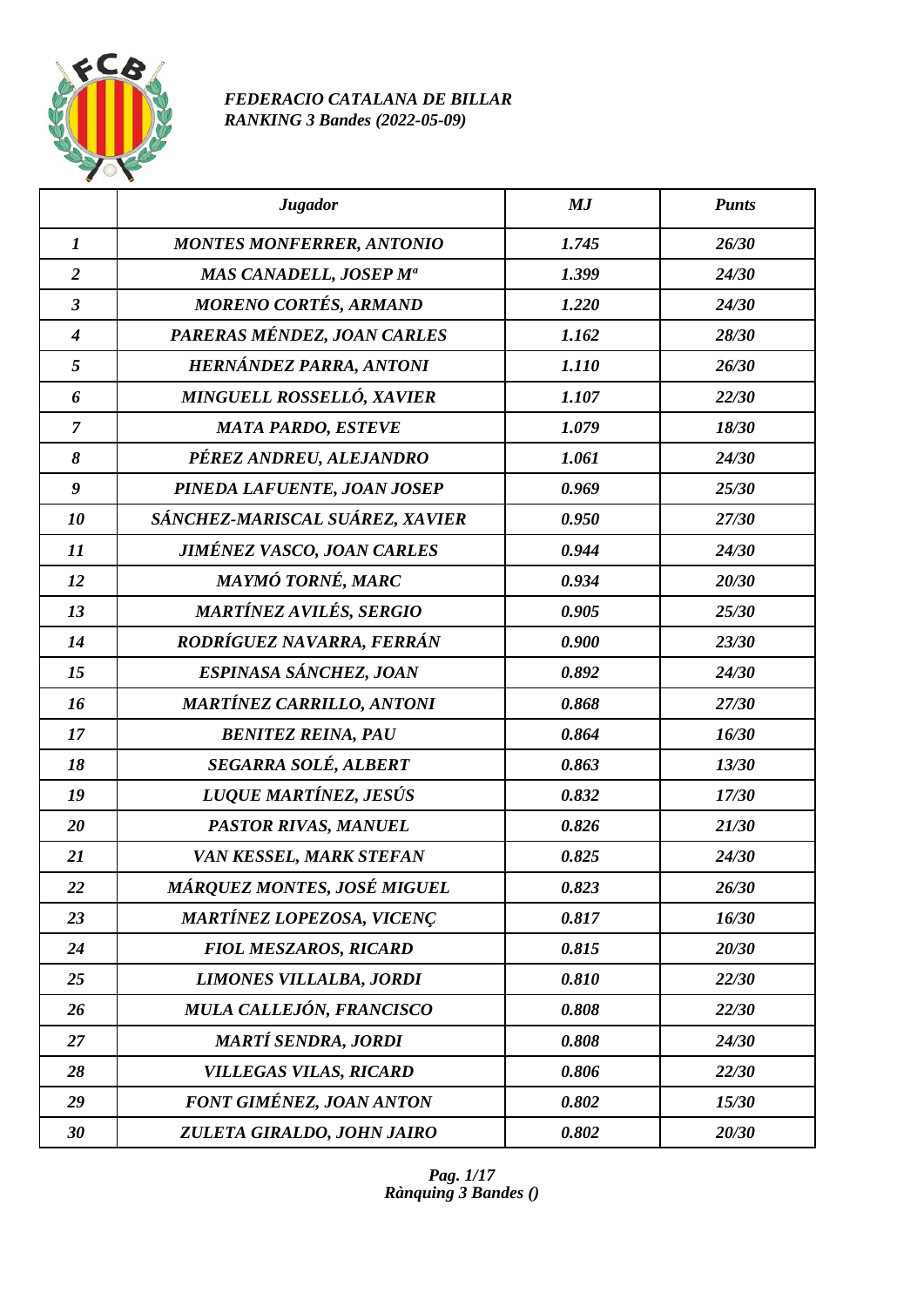*FEDERACIO CATALANA DE BILLAR*
*RANKING 3 Bandes (2022-05-09)*

| | *Jugador* | *MJ* | *Punts* |
|---|---|---|---|
| *1* | *MONTES MONFERRER, ANTONIO* | *1.745* | *26/30* |
| *2* | *MAS CANADELL, JOSEP Mª* | *1.399* | *24/30* |
| *3* | *MORENO CORTÉS, ARMAND* | *1.220* | *24/30* |
| *4* | *PARERAS MÉNDEZ, JOAN CARLES* | *1.162* | *28/30* |
| *5* | *HERNÁNDEZ PARRA, ANTONI* | *1.110* | *26/30* |
| *6* | *MINGUELL ROSSELLÓ, XAVIER* | *1.107* | *22/30* |
| *7* | *MATA PARDO, ESTEVE* | *1.079* | *18/30* |
| *8* | *PÉREZ ANDREU, ALEJANDRO* | *1.061* | *24/30* |
| *9* | *PINEDA LAFUENTE, JOAN JOSEP* | *0.969* | *25/30* |
| *10* | *SÁNCHEZ-MARISCAL SUÁREZ, XAVIER* | *0.950* | *27/30* |
| *11* | *JIMÉNEZ VASCO, JOAN CARLES* | *0.944* | *24/30* |
| *12* | *MAYMÓ TORNÉ, MARC* | *0.934* | *20/30* |
| *13* | *MARTÍNEZ AVILÉS, SERGIO* | *0.905* | *25/30* |
| *14* | *RODRÍGUEZ NAVARRA, FERRÁN* | *0.900* | *23/30* |
| *15* | *ESPINASA SÁNCHEZ, JOAN* | *0.892* | *24/30* |
| *16* | *MARTÍNEZ CARRILLO, ANTONI* | *0.868* | *27/30* |
| *17* | *BENITEZ REINA, PAU* | *0.864* | *16/30* |
| *18* | *SEGARRA SOLÉ, ALBERT* | *0.863* | *13/30* |
| *19* | *LUQUE MARTÍNEZ, JESÚS* | *0.832* | *17/30* |
| *20* | *PASTOR RIVAS, MANUEL* | *0.826* | *21/30* |
| *21* | *VAN KESSEL, MARK STEFAN* | *0.825* | *24/30* |
| *22* | *MÁRQUEZ MONTES, JOSÉ MIGUEL* | *0.823* | *26/30* |
| *23* | *MARTÍNEZ LOPEZOSA, VICENÇ* | *0.817* | *16/30* |
| *24* | *FIOL MESZAROS, RICARD* | *0.815* | *20/30* |
| *25* | *LIMONES VILLALBA, JORDI* | *0.810* | *22/30* |
| *26* | *MULA CALLEJÓN, FRANCISCO* | *0.808* | *22/30* |
| *27* | *MARTÍ SENDRA, JORDI* | *0.808* | *24/30* |
| *28* | *VILLEGAS VILAS, RICARD* | *0.806* | *22/30* |
| *29* | *FONT GIMÉNEZ, JOAN ANTON* | *0.802* | *15/30* |
| *30* | *ZULETA GIRALDO, JOHN JAIRO* | *0.802* | *20/30* |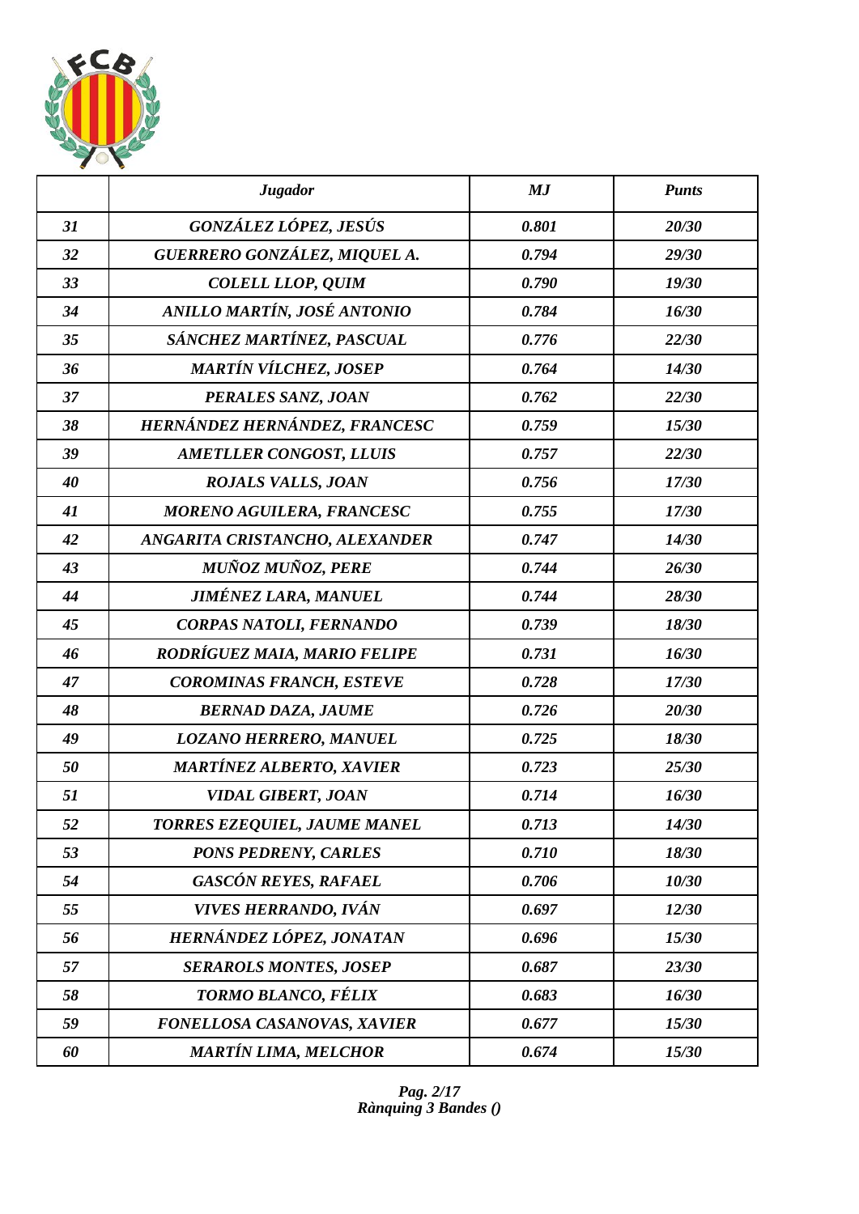| | *Jugador* | *MJ* | *Punts* |
|---|---|---|---|
| *31* | *GONZÁLEZ LÓPEZ, JESÚS* | *0.801* | *20/30* |
| *32* | *GUERRERO GONZÁLEZ, MIQUEL A.* | *0.794* | *29/30* |
| *33* | *COLELL LLOP, QUIM* | *0.790* | *19/30* |
| *34* | *ANILLO MARTÍN, JOSÉ ANTONIO* | *0.784* | *16/30* |
| *35* | *SÁNCHEZ MARTÍNEZ, PASCUAL* | *0.776* | *22/30* |
| *36* | *MARTÍN VÍLCHEZ, JOSEP* | *0.764* | *14/30* |
| *37* | *PERALES SANZ, JOAN* | *0.762* | *22/30* |
| *38* | *HERNÁNDEZ HERNÁNDEZ, FRANCESC* | *0.759* | *15/30* |
| *39* | *AMETLLER CONGOST, LLUIS* | *0.757* | *22/30* |
| *40* | *ROJALS VALLS, JOAN* | *0.756* | *17/30* |
| *41* | *MORENO AGUILERA, FRANCESC* | *0.755* | *17/30* |
| *42* | *ANGARITA CRISTANCHO, ALEXANDER* | *0.747* | *14/30* |
| *43* | *MUÑOZ MUÑOZ, PERE* | *0.744* | *26/30* |
| *44* | *JIMÉNEZ LARA, MANUEL* | *0.744* | *28/30* |
| *45* | *CORPAS NATOLI, FERNANDO* | *0.739* | *18/30* |
| *46* | *RODRÍGUEZ MAIA, MARIO FELIPE* | *0.731* | *16/30* |
| *47* | *COROMINAS FRANCH, ESTEVE* | *0.728* | *17/30* |
| *48* | *BERNAD DAZA, JAUME* | *0.726* | *20/30* |
| *49* | *LOZANO HERRERO, MANUEL* | *0.725* | *18/30* |
| *50* | *MARTÍNEZ ALBERTO, XAVIER* | *0.723* | *25/30* |
| *51* | *VIDAL GIBERT, JOAN* | *0.714* | *16/30* |
| *52* | *TORRES EZEQUIEL, JAUME MANEL* | *0.713* | *14/30* |
| *53* | *PONS PEDRENY, CARLES* | *0.710* | *18/30* |
| *54* | *GASCÓN REYES, RAFAEL* | *0.706* | *10/30* |
| *55* | *VIVES HERRANDO, IVÁN* | *0.697* | *12/30* |
| *56* | *HERNÁNDEZ LÓPEZ, JONATAN* | *0.696* | *15/30* |
| *57* | *SERAROLS MONTES, JOSEP* | *0.687* | *23/30* |
| *58* | *TORMO BLANCO, FÉLIX* | *0.683* | *16/30* |
| *59* | *FONELLOSA CASANOVAS, XAVIER* | *0.677* | *15/30* |
| *60* | *MARTÍN LIMA, MELCHOR* | *0.674* | *15/30* |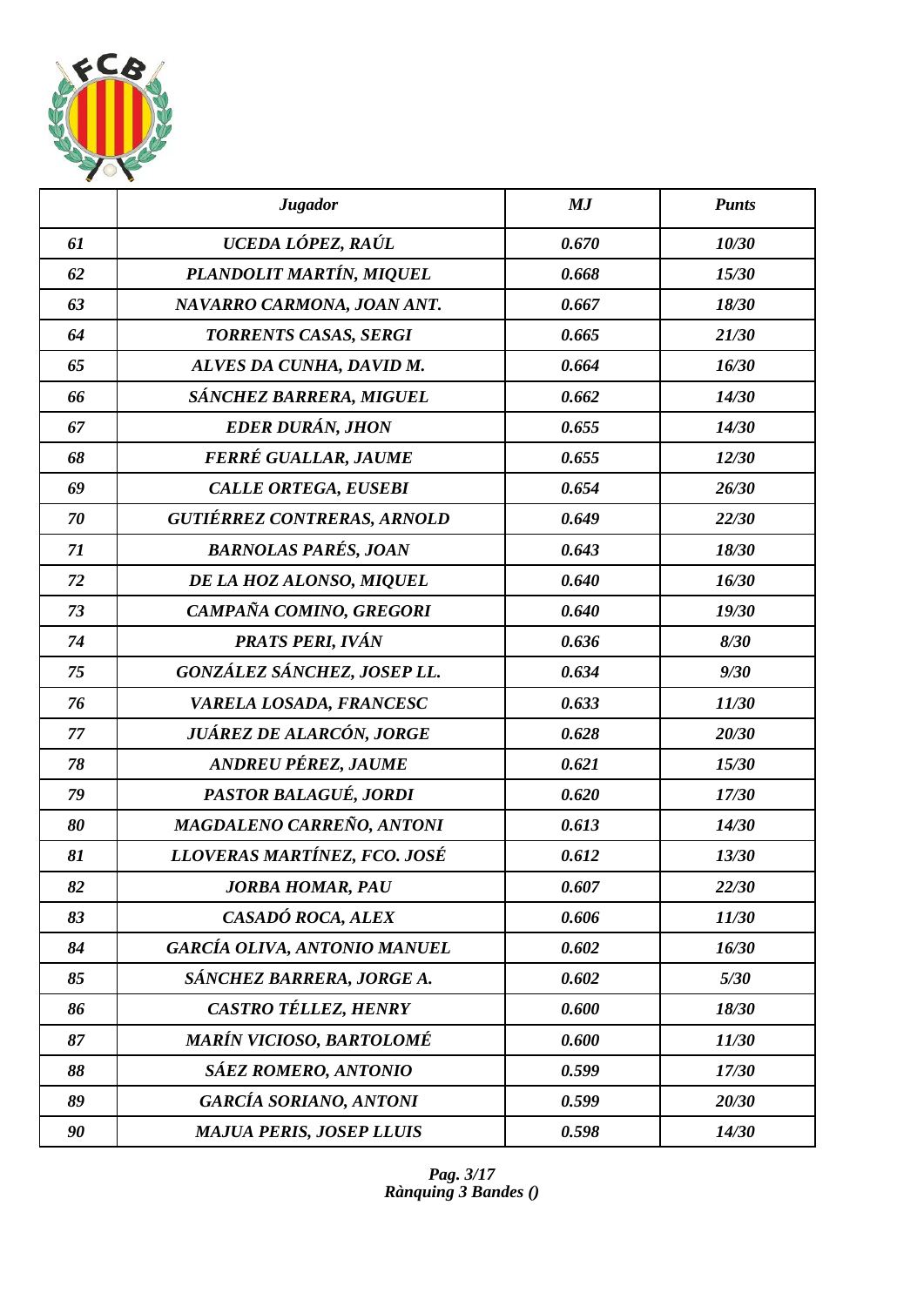| | *Jugador* | *MJ* | *Punts* |
|---|---|---|---|
| *61* | *UCEDA LÓPEZ, RAÚL* | *0.670* | *10/30* |
| *62* | *PLANDOLIT MARTÍN, MIQUEL* | *0.668* | *15/30* |
| *63* | *NAVARRO CARMONA, JOAN ANT.* | *0.667* | *18/30* |
| *64* | *TORRENTS CASAS, SERGI* | *0.665* | *21/30* |
| *65* | *ALVES DA CUNHA, DAVID M.* | *0.664* | *16/30* |
| *66* | *SÁNCHEZ BARRERA, MIGUEL* | *0.662* | *14/30* |
| *67* | *EDER DURÁN, JHON* | *0.655* | *14/30* |
| *68* | *FERRÉ GUALLAR, JAUME* | *0.655* | *12/30* |
| *69* | *CALLE ORTEGA, EUSEBI* | *0.654* | *26/30* |
| *70* | *GUTIÉRREZ CONTRERAS, ARNOLD* | *0.649* | *22/30* |
| *71* | *BARNOLAS PARÉS, JOAN* | *0.643* | *18/30* |
| *72* | *DE LA HOZ ALONSO, MIQUEL* | *0.640* | *16/30* |
| *73* | *CAMPAÑA COMINO, GREGORI* | *0.640* | *19/30* |
| *74* | *PRATS PERI, IVÁN* | *0.636* | *8/30* |
| *75* | *GONZÁLEZ SÁNCHEZ, JOSEP LL.* | *0.634* | *9/30* |
| *76* | *VARELA LOSADA, FRANCESC* | *0.633* | *11/30* |
| *77* | *JUÁREZ DE ALARCÓN, JORGE* | *0.628* | *20/30* |
| *78* | *ANDREU PÉREZ, JAUME* | *0.621* | *15/30* |
| *79* | *PASTOR BALAGUÉ, JORDI* | *0.620* | *17/30* |
| *80* | *MAGDALENO CARREÑO, ANTONI* | *0.613* | *14/30* |
| *81* | *LLOVERAS MARTÍNEZ, FCO. JOSÉ* | *0.612* | *13/30* |
| *82* | *JORBA HOMAR, PAU* | *0.607* | *22/30* |
| *83* | *CASADÓ ROCA, ALEX* | *0.606* | *11/30* |
| *84* | *GARCÍA OLIVA, ANTONIO MANUEL* | *0.602* | *16/30* |
| *85* | *SÁNCHEZ BARRERA, JORGE A.* | *0.602* | *5/30* |
| *86* | *CASTRO TÉLLEZ, HENRY* | *0.600* | *18/30* |
| *87* | *MARÍN VICIOSO, BARTOLOMÉ* | *0.600* | *11/30* |
| *88* | *SÁEZ ROMERO, ANTONIO* | *0.599* | *17/30* |
| *89* | *GARCÍA SORIANO, ANTONI* | *0.599* | *20/30* |
| *90* | *MAJUA PERIS, JOSEP LLUIS* | *0.598* | *14/30* |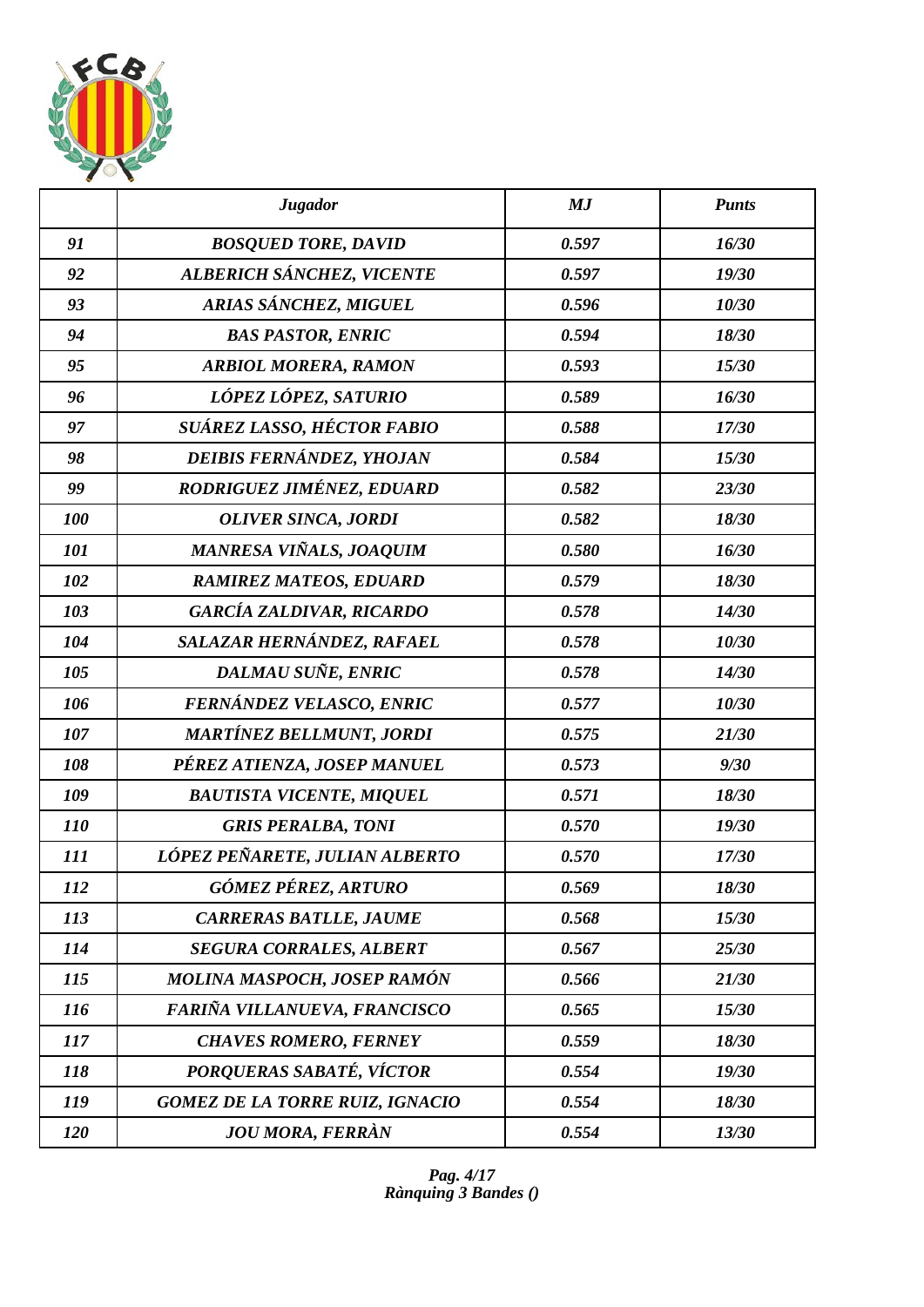| | *Jugador* | *MJ* | *Punts* |
|---|---|---|---|
| *91* | *BOSQUED TORE, DAVID* | *0.597* | *16/30* |
| *92* | *ALBERICH SÁNCHEZ, VICENTE* | *0.597* | *19/30* |
| *93* | *ARIAS SÁNCHEZ, MIGUEL* | *0.596* | *10/30* |
| *94* | *BAS PASTOR, ENRIC* | *0.594* | *18/30* |
| *95* | *ARBIOL MORERA, RAMON* | *0.593* | *15/30* |
| *96* | *LÓPEZ LÓPEZ, SATURIO* | *0.589* | *16/30* |
| *97* | *SUÁREZ LASSO, HÉCTOR FABIO* | *0.588* | *17/30* |
| *98* | *DEIBIS FERNÁNDEZ, YHOJAN* | *0.584* | *15/30* |
| *99* | *RODRIGUEZ JIMÉNEZ, EDUARD* | *0.582* | *23/30* |
| *100* | *OLIVER SINCA, JORDI* | *0.582* | *18/30* |
| *101* | *MANRESA VIÑALS, JOAQUIM* | *0.580* | *16/30* |
| *102* | *RAMIREZ MATEOS, EDUARD* | *0.579* | *18/30* |
| *103* | *GARCÍA ZALDIVAR, RICARDO* | *0.578* | *14/30* |
| *104* | *SALAZAR HERNÁNDEZ, RAFAEL* | *0.578* | *10/30* |
| *105* | *DALMAU SUÑE, ENRIC* | *0.578* | *14/30* |
| *106* | *FERNÁNDEZ VELASCO, ENRIC* | *0.577* | *10/30* |
| *107* | *MARTÍNEZ BELLMUNT, JORDI* | *0.575* | *21/30* |
| *108* | *PÉREZ ATIENZA, JOSEP MANUEL* | *0.573* | *9/30* |
| *109* | *BAUTISTA VICENTE, MIQUEL* | *0.571* | *18/30* |
| *110* | *GRIS PERALBA, TONI* | *0.570* | *19/30* |
| *111* | *LÓPEZ PEÑARETE, JULIAN ALBERTO* | *0.570* | *17/30* |
| *112* | *GÓMEZ PÉREZ, ARTURO* | *0.569* | *18/30* |
| *113* | *CARRERAS BATLLE, JAUME* | *0.568* | *15/30* |
| *114* | *SEGURA CORRALES, ALBERT* | *0.567* | *25/30* |
| *115* | *MOLINA MASPOCH, JOSEP RAMÓN* | *0.566* | *21/30* |
| *116* | *FARIÑA VILLANUEVA, FRANCISCO* | *0.565* | *15/30* |
| *117* | *CHAVES ROMERO, FERNEY* | *0.559* | *18/30* |
| *118* | *PORQUERAS SABATÉ, VÍCTOR* | *0.554* | *19/30* |
| *119* | *GOMEZ DE LA TORRE RUIZ, IGNACIO* | *0.554* | *18/30* |
| *120* | *JOU MORA, FERRÀN* | *0.554* | *13/30* |

*Rànquing 3 Bandes ()*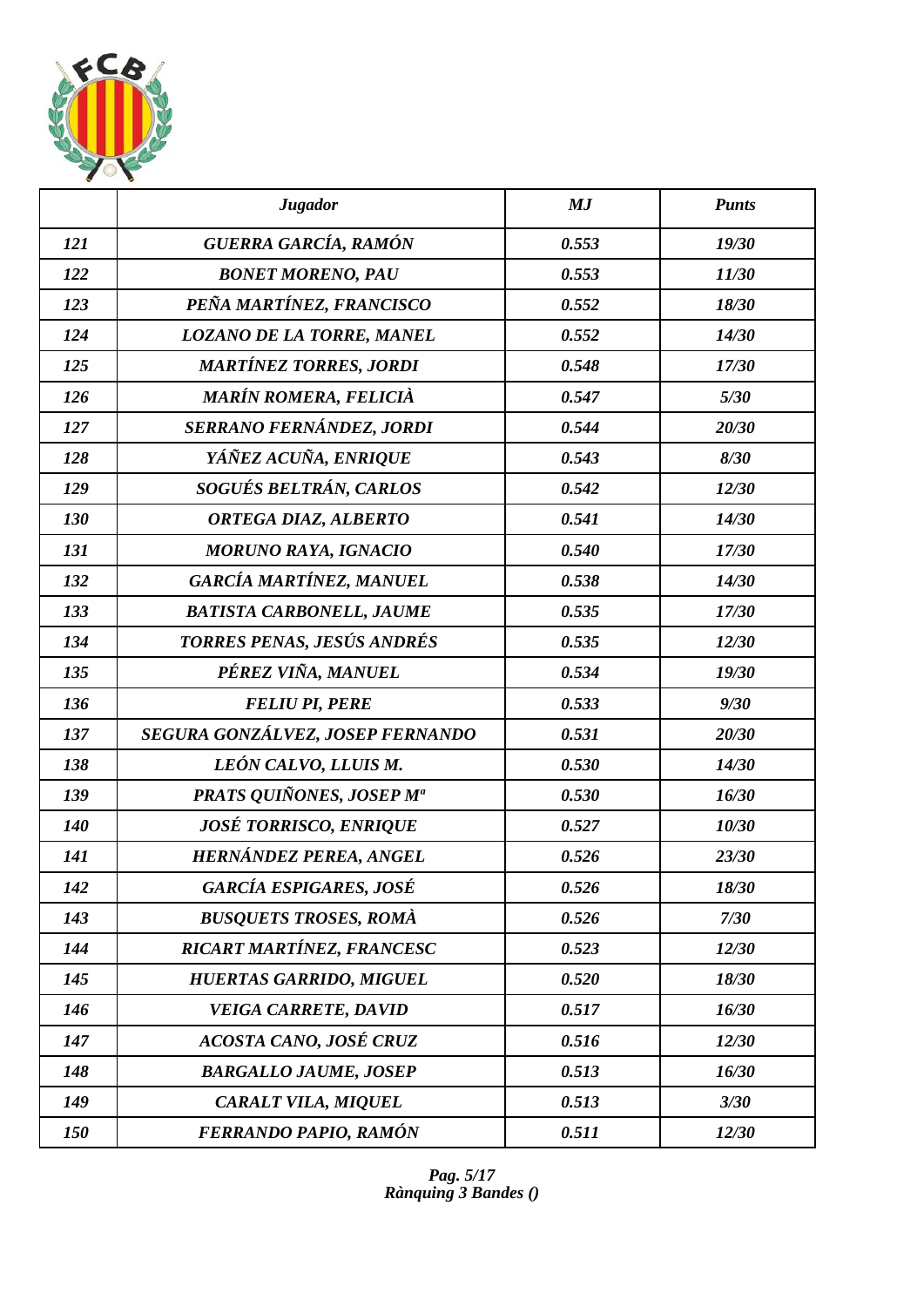|  | *Jugador* | *MJ* | *Punts* |
|---|---|---|---|
| *121* | *GUERRA GARCÍA, RAMÓN* | *0.553* | *19/30* |
| *122* | *BONET MORENO, PAU* | *0.553* | *11/30* |
| *123* | *PEÑA MARTÍNEZ, FRANCISCO* | *0.552* | *18/30* |
| *124* | *LOZANO DE LA TORRE, MANEL* | *0.552* | *14/30* |
| *125* | *MARTÍNEZ TORRES, JORDI* | *0.548* | *17/30* |
| *126* | *MARÍN ROMERA, FELICIÀ* | *0.547* | *5/30* |
| *127* | *SERRANO FERNÁNDEZ, JORDI* | *0.544* | *20/30* |
| *128* | *YÁÑEZ ACUÑA, ENRIQUE* | *0.543* | *8/30* |
| *129* | *SOGUÉS BELTRÁN, CARLOS* | *0.542* | *12/30* |
| *130* | *ORTEGA DIAZ, ALBERTO* | *0.541* | *14/30* |
| *131* | *MORUNO RAYA, IGNACIO* | *0.540* | *17/30* |
| *132* | *GARCÍA MARTÍNEZ, MANUEL* | *0.538* | *14/30* |
| *133* | *BATISTA CARBONELL, JAUME* | *0.535* | *17/30* |
| *134* | *TORRES PENAS, JESÚS ANDRÉS* | *0.535* | *12/30* |
| *135* | *PÉREZ VIÑA, MANUEL* | *0.534* | *19/30* |
| *136* | *FELIU PI, PERE* | *0.533* | *9/30* |
| *137* | *SEGURA GONZÁLVEZ, JOSEP FERNANDO* | *0.531* | *20/30* |
| *138* | *LEÓN CALVO, LLUIS M.* | *0.530* | *14/30* |
| *139* | *PRATS QUIÑONES, JOSEP Mª* | *0.530* | *16/30* |
| *140* | *JOSÉ TORRISCO, ENRIQUE* | *0.527* | *10/30* |
| *141* | *HERNÁNDEZ PEREA, ANGEL* | *0.526* | *23/30* |
| *142* | *GARCÍA ESPIGARES, JOSÉ* | *0.526* | *18/30* |
| *143* | *BUSQUETS TROSES, ROMÀ* | *0.526* | *7/30* |
| *144* | *RICART MARTÍNEZ, FRANCESC* | *0.523* | *12/30* |
| *145* | *HUERTAS GARRIDO, MIGUEL* | *0.520* | *18/30* |
| *146* | *VEIGA CARRETE, DAVID* | *0.517* | *16/30* |
| *147* | *ACOSTA CANO, JOSÉ CRUZ* | *0.516* | *12/30* |
| *148* | *BARGALLO JAUME, JOSEP* | *0.513* | *16/30* |
| *149* | *CARALT VILA, MIQUEL* | *0.513* | *3/30* |
| *150* | *FERRANDO PAPIO, RAMÓN* | *0.511* | *12/30* |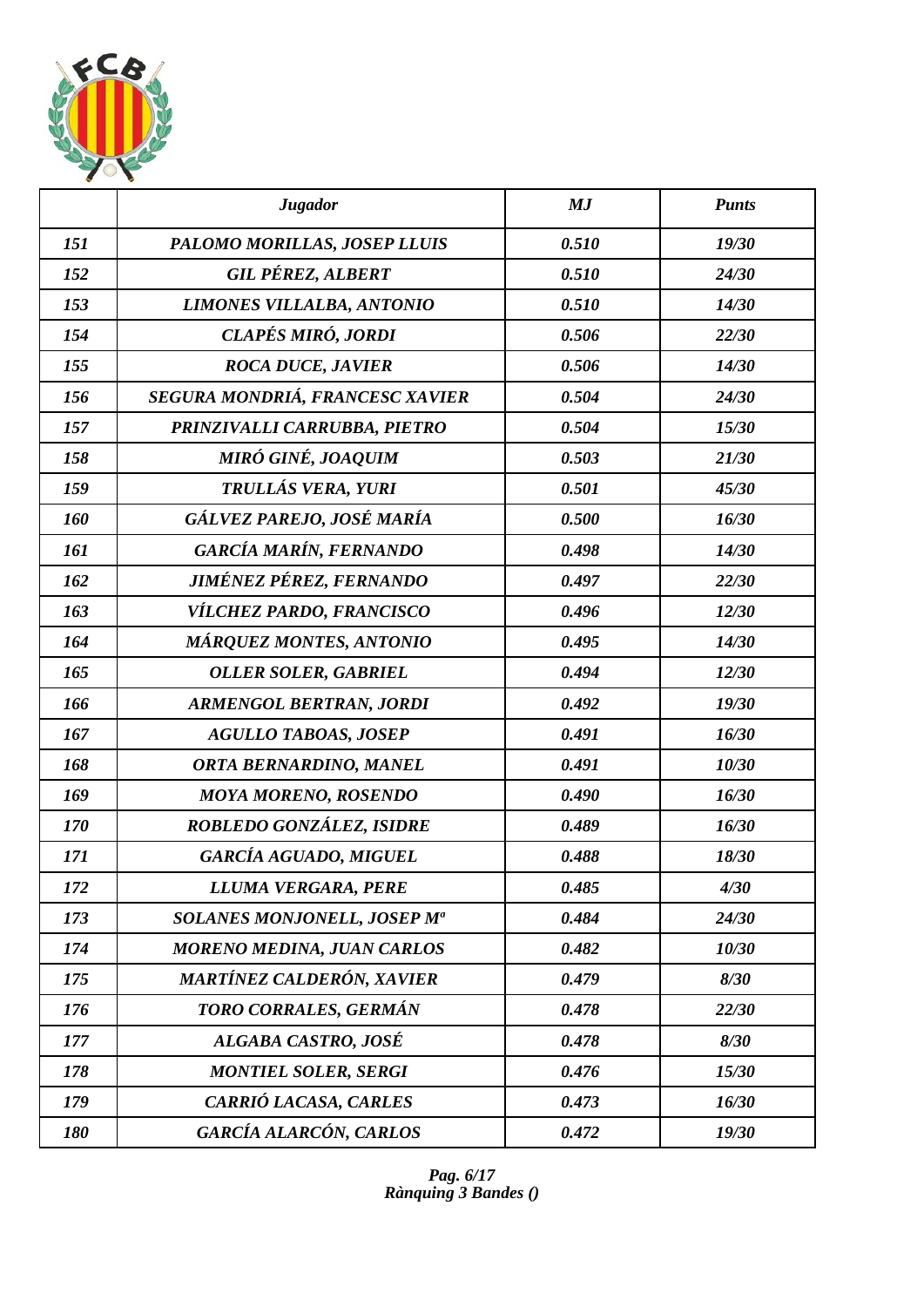| | *Jugador* | *MJ* | *Punts* |
|---|---|---|---|
| *151* | *PALOMO MORILLAS, JOSEP LLUIS* | *0.510* | *19/30* |
| *152* | *GIL PÉREZ, ALBERT* | *0.510* | *24/30* |
| *153* | *LIMONES VILLALBA, ANTONIO* | *0.510* | *14/30* |
| *154* | *CLAPÉS MIRÓ, JORDI* | *0.506* | *22/30* |
| *155* | *ROCA DUCE, JAVIER* | *0.506* | *14/30* |
| *156* | *SEGURA MONDRIÁ, FRANCESC XAVIER* | *0.504* | *24/30* |
| *157* | *PRINZIVALLI CARRUBBA, PIETRO* | *0.504* | *15/30* |
| *158* | *MIRÓ GINÉ, JOAQUIM* | *0.503* | *21/30* |
| *159* | *TRULLÁS VERA, YURI* | *0.501* | *45/30* |
| *160* | *GÁLVEZ PAREJO, JOSÉ MARÍA* | *0.500* | *16/30* |
| *161* | *GARCÍA MARÍN, FERNANDO* | *0.498* | *14/30* |
| *162* | *JIMÉNEZ PÉREZ, FERNANDO* | *0.497* | *22/30* |
| *163* | *VÍLCHEZ PARDO, FRANCISCO* | *0.496* | *12/30* |
| *164* | *MÁRQUEZ MONTES, ANTONIO* | *0.495* | *14/30* |
| *165* | *OLLER SOLER, GABRIEL* | *0.494* | *12/30* |
| *166* | *ARMENGOL BERTRAN, JORDI* | *0.492* | *19/30* |
| *167* | *AGULLO TABOAS, JOSEP* | *0.491* | *16/30* |
| *168* | *ORTA BERNARDINO, MANEL* | *0.491* | *10/30* |
| *169* | *MOYA MORENO, ROSENDO* | *0.490* | *16/30* |
| *170* | *ROBLEDO GONZÁLEZ, ISIDRE* | *0.489* | *16/30* |
| *171* | *GARCÍA AGUADO, MIGUEL* | *0.488* | *18/30* |
| *172* | *LLUMA VERGARA, PERE* | *0.485* | *4/30* |
| *173* | *SOLANES MONJONELL, JOSEP Mª* | *0.484* | *24/30* |
| *174* | *MORENO MEDINA, JUAN CARLOS* | *0.482* | *10/30* |
| *175* | *MARTÍNEZ CALDERÓN, XAVIER* | *0.479* | *8/30* |
| *176* | *TORO CORRALES, GERMÁN* | *0.478* | *22/30* |
| *177* | *ALGABA CASTRO, JOSÉ* | *0.478* | *8/30* |
| *178* | *MONTIEL SOLER, SERGI* | *0.476* | *15/30* |
| *179* | *CARRIÓ LACASA, CARLES* | *0.473* | *16/30* |
| *180* | *GARCÍA ALARCÓN, CARLOS* | *0.472* | *19/30* |

*Rànquing 3 Bandes ()*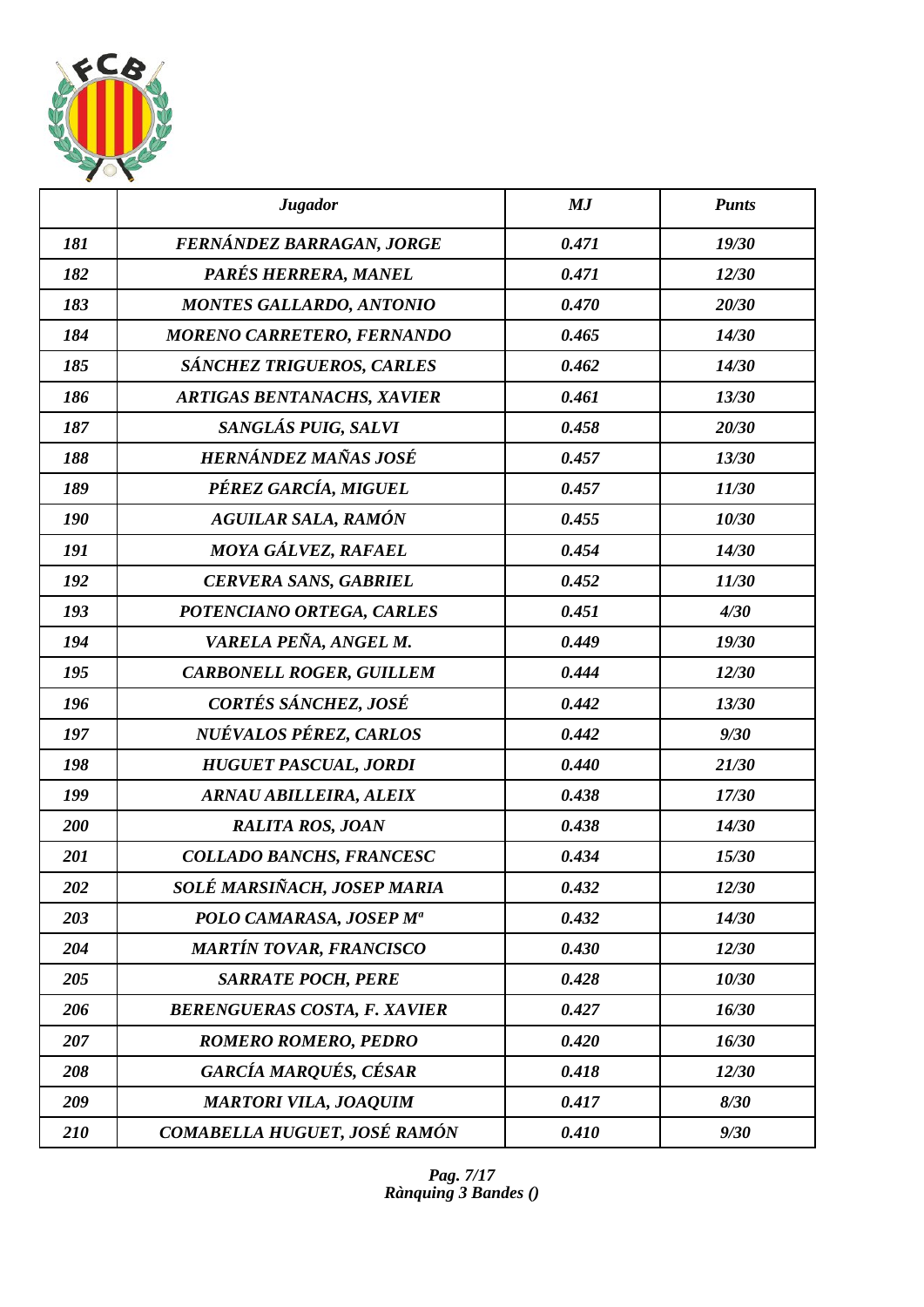| | *Jugador* | *MJ* | *Punts* |
|---|---|---|---|
| *181* | *FERNÁNDEZ BARRAGAN, JORGE* | *0.471* | *19/30* |
| *182* | *PARÉS HERRERA, MANEL* | *0.471* | *12/30* |
| *183* | *MONTES GALLARDO, ANTONIO* | *0.470* | *20/30* |
| *184* | *MORENO CARRETERO, FERNANDO* | *0.465* | *14/30* |
| *185* | *SÁNCHEZ TRIGUEROS, CARLES* | *0.462* | *14/30* |
| *186* | *ARTIGAS BENTANACHS, XAVIER* | *0.461* | *13/30* |
| *187* | *SANGLÁS PUIG, SALVI* | *0.458* | *20/30* |
| *188* | *HERNÁNDEZ MAÑAS JOSÉ* | *0.457* | *13/30* |
| *189* | *PÉREZ GARCÍA, MIGUEL* | *0.457* | *11/30* |
| *190* | *AGUILAR SALA, RAMÓN* | *0.455* | *10/30* |
| *191* | *MOYA GÁLVEZ, RAFAEL* | *0.454* | *14/30* |
| *192* | *CERVERA SANS, GABRIEL* | *0.452* | *11/30* |
| *193* | *POTENCIANO ORTEGA, CARLES* | *0.451* | *4/30* |
| *194* | *VARELA PEÑA, ANGEL M.* | *0.449* | *19/30* |
| *195* | *CARBONELL ROGER, GUILLEM* | *0.444* | *12/30* |
| *196* | *CORTÉS SÁNCHEZ, JOSÉ* | *0.442* | *13/30* |
| *197* | *NUÉVALOS PÉREZ, CARLOS* | *0.442* | *9/30* |
| *198* | *HUGUET PASCUAL, JORDI* | *0.440* | *21/30* |
| *199* | *ARNAU ABILLEIRA, ALEIX* | *0.438* | *17/30* |
| *200* | *RALITA ROS, JOAN* | *0.438* | *14/30* |
| *201* | *COLLADO BANCHS, FRANCESC* | *0.434* | *15/30* |
| *202* | *SOLÉ MARSIÑACH, JOSEP MARIA* | *0.432* | *12/30* |
| *203* | *POLO CAMARASA, JOSEP Mª* | *0.432* | *14/30* |
| *204* | *MARTÍN TOVAR, FRANCISCO* | *0.430* | *12/30* |
| *205* | *SARRATE POCH, PERE* | *0.428* | *10/30* |
| *206* | *BERENGUERAS COSTA, F. XAVIER* | *0.427* | *16/30* |
| *207* | *ROMERO ROMERO, PEDRO* | *0.420* | *16/30* |
| *208* | *GARCÍA MARQUÉS, CÉSAR* | *0.418* | *12/30* |
| *209* | *MARTORI VILA, JOAQUIM* | *0.417* | *8/30* |
| *210* | *COMABELLA HUGUET, JOSÉ RAMÓN* | *0.410* | *9/30* |

*Rànquing 3 Bandes ()*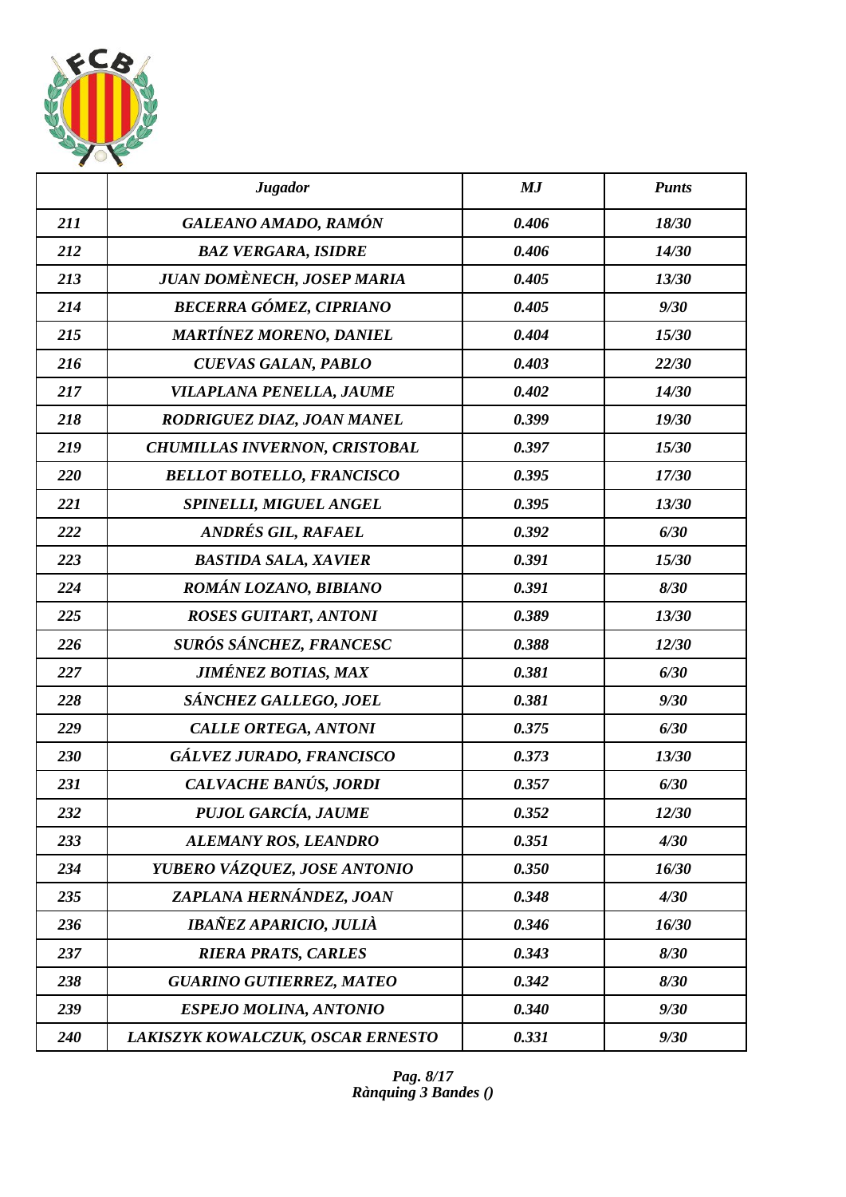| | *Jugador* | *MJ* | *Punts* |
|---|---|---|---|
| *211* | *GALEANO AMADO, RAMÓN* | *0.406* | *18/30* |
| *212* | *BAZ VERGARA, ISIDRE* | *0.406* | *14/30* |
| *213* | *JUAN DOMÈNECH, JOSEP MARIA* | *0.405* | *13/30* |
| *214* | *BECERRA GÓMEZ, CIPRIANO* | *0.405* | *9/30* |
| *215* | *MARTÍNEZ MORENO, DANIEL* | *0.404* | *15/30* |
| *216* | *CUEVAS GALAN, PABLO* | *0.403* | *22/30* |
| *217* | *VILAPLANA PENELLA, JAUME* | *0.402* | *14/30* |
| *218* | *RODRIGUEZ DIAZ, JOAN MANEL* | *0.399* | *19/30* |
| *219* | *CHUMILLAS INVERNON, CRISTOBAL* | *0.397* | *15/30* |
| *220* | *BELLOT BOTELLO, FRANCISCO* | *0.395* | *17/30* |
| *221* | *SPINELLI, MIGUEL ANGEL* | *0.395* | *13/30* |
| *222* | *ANDRÉS GIL, RAFAEL* | *0.392* | *6/30* |
| *223* | *BASTIDA SALA, XAVIER* | *0.391* | *15/30* |
| *224* | *ROMÁN LOZANO, BIBIANO* | *0.391* | *8/30* |
| *225* | *ROSES GUITART, ANTONI* | *0.389* | *13/30* |
| *226* | *SURÓS SÁNCHEZ, FRANCESC* | *0.388* | *12/30* |
| *227* | *JIMÉNEZ BOTIAS, MAX* | *0.381* | *6/30* |
| *228* | *SÁNCHEZ GALLEGO, JOEL* | *0.381* | *9/30* |
| *229* | *CALLE ORTEGA, ANTONI* | *0.375* | *6/30* |
| *230* | *GÁLVEZ JURADO, FRANCISCO* | *0.373* | *13/30* |
| *231* | *CALVACHE BANÚS, JORDI* | *0.357* | *6/30* |
| *232* | *PUJOL GARCÍA, JAUME* | *0.352* | *12/30* |
| *233* | *ALEMANY ROS, LEANDRO* | *0.351* | *4/30* |
| *234* | *YUBERO VÁZQUEZ, JOSE ANTONIO* | *0.350* | *16/30* |
| *235* | *ZAPLANA HERNÁNDEZ, JOAN* | *0.348* | *4/30* |
| *236* | *IBAÑEZ APARICIO, JULIÀ* | *0.346* | *16/30* |
| *237* | *RIERA PRATS, CARLES* | *0.343* | *8/30* |
| *238* | *GUARINO GUTIERREZ, MATEO* | *0.342* | *8/30* |
| *239* | *ESPEJO MOLINA, ANTONIO* | *0.340* | *9/30* |
| *240* | *LAKISZYK KOWALCZUK, OSCAR ERNESTO* | *0.331* | *9/30* |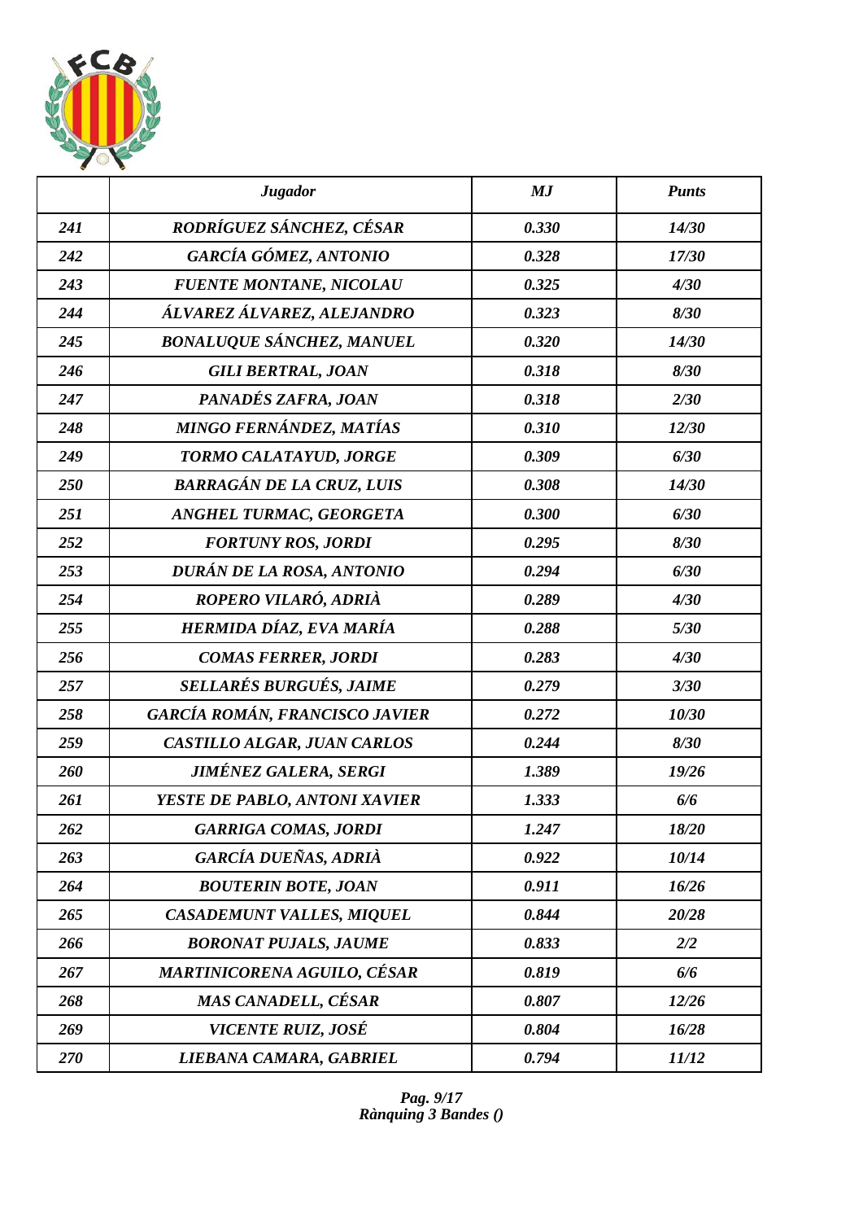| | *Jugador* | *MJ* | *Punts* |
|---|---|---|---|
| *241* | *RODRÍGUEZ SÁNCHEZ, CÉSAR* | *0.330* | *14/30* |
| *242* | *GARCÍA GÓMEZ, ANTONIO* | *0.328* | *17/30* |
| *243* | *FUENTE MONTANE, NICOLAU* | *0.325* | *4/30* |
| *244* | *ÁLVAREZ ÁLVAREZ, ALEJANDRO* | *0.323* | *8/30* |
| *245* | *BONALUQUE SÁNCHEZ, MANUEL* | *0.320* | *14/30* |
| *246* | *GILI BERTRAL, JOAN* | *0.318* | *8/30* |
| *247* | *PANADÉS ZAFRA, JOAN* | *0.318* | *2/30* |
| *248* | *MINGO FERNÁNDEZ, MATÍAS* | *0.310* | *12/30* |
| *249* | *TORMO CALATAYUD, JORGE* | *0.309* | *6/30* |
| *250* | *BARRAGÁN DE LA CRUZ, LUIS* | *0.308* | *14/30* |
| *251* | *ANGHEL TURMAC, GEORGETA* | *0.300* | *6/30* |
| *252* | *FORTUNY ROS, JORDI* | *0.295* | *8/30* |
| *253* | *DURÁN DE LA ROSA, ANTONIO* | *0.294* | *6/30* |
| *254* | *ROPERO VILARÓ, ADRIÀ* | *0.289* | *4/30* |
| *255* | *HERMIDA DÍAZ, EVA MARÍA* | *0.288* | *5/30* |
| *256* | *COMAS FERRER, JORDI* | *0.283* | *4/30* |
| *257* | *SELLARÉS BURGUÉS, JAIME* | *0.279* | *3/30* |
| *258* | *GARCÍA ROMÁN, FRANCISCO JAVIER* | *0.272* | *10/30* |
| *259* | *CASTILLO ALGAR, JUAN CARLOS* | *0.244* | *8/30* |
| *260* | *JIMÉNEZ GALERA, SERGI* | *1.389* | *19/26* |
| *261* | *YESTE DE PABLO, ANTONI XAVIER* | *1.333* | *6/6* |
| *262* | *GARRIGA COMAS, JORDI* | *1.247* | *18/20* |
| *263* | *GARCÍA DUEÑAS, ADRIÀ* | *0.922* | *10/14* |
| *264* | *BOUTERIN BOTE, JOAN* | *0.911* | *16/26* |
| *265* | *CASADEMUNT VALLES, MIQUEL* | *0.844* | *20/28* |
| *266* | *BORONAT PUJALS, JAUME* | *0.833* | *2/2* |
| *267* | *MARTINICORENA AGUILO, CÉSAR* | *0.819* | *6/6* |
| *268* | *MAS CANADELL, CÉSAR* | *0.807* | *12/26* |
| *269* | *VICENTE RUIZ, JOSÉ* | *0.804* | *16/28* |
| *270* | *LIEBANA CAMARA, GABRIEL* | *0.794* | *11/12* |

*Rànquing 3 Bandes ()*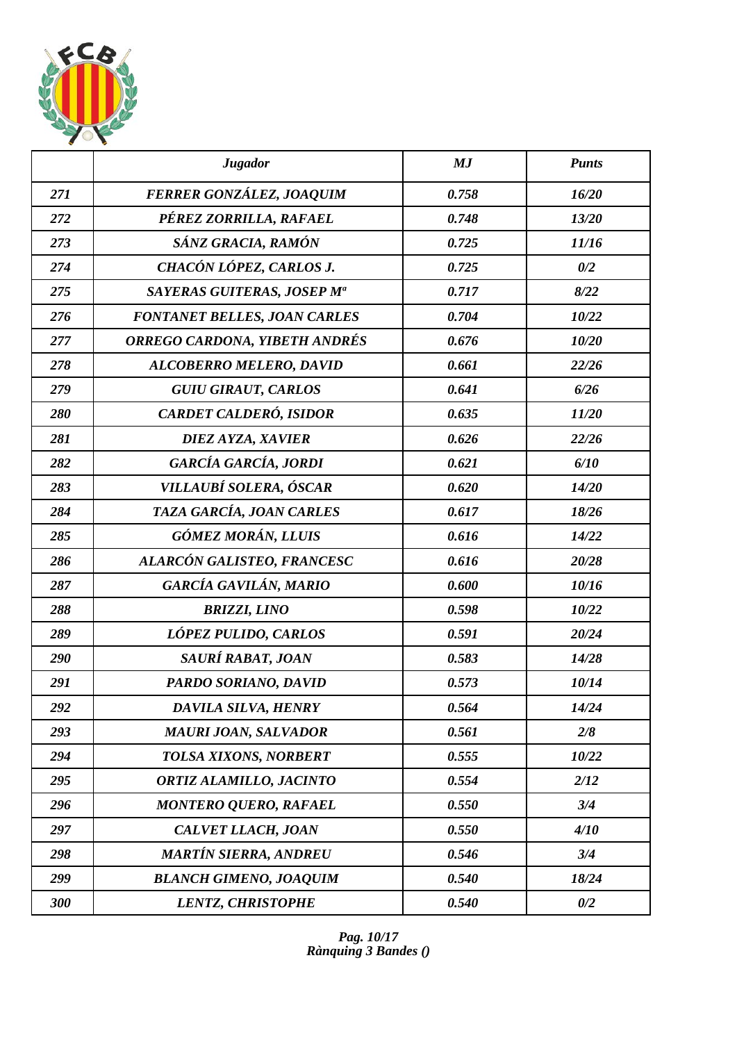| | *Jugador* | *MJ* | *Punts* |
|---|---|---|---|
| *271* | *FERRER GONZÁLEZ, JOAQUIM* | *0.758* | *16/20* |
| *272* | *PÉREZ ZORRILLA, RAFAEL* | *0.748* | *13/20* |
| *273* | *SÁNZ GRACIA, RAMÓN* | *0.725* | *11/16* |
| *274* | *CHACÓN LÓPEZ, CARLOS J.* | *0.725* | *0/2* |
| *275* | *SAYERAS GUITERAS, JOSEP Mª* | *0.717* | *8/22* |
| *276* | *FONTANET BELLES, JOAN CARLES* | *0.704* | *10/22* |
| *277* | *ORREGO CARDONA, YIBETH ANDRÉS* | *0.676* | *10/20* |
| *278* | *ALCOBERRO MELERO, DAVID* | *0.661* | *22/26* |
| *279* | *GUIU GIRAUT, CARLOS* | *0.641* | *6/26* |
| *280* | *CARDET CALDERÓ, ISIDOR* | *0.635* | *11/20* |
| *281* | *DIEZ AYZA, XAVIER* | *0.626* | *22/26* |
| *282* | *GARCÍA GARCÍA, JORDI* | *0.621* | *6/10* |
| *283* | *VILLAUBÍ SOLERA, ÓSCAR* | *0.620* | *14/20* |
| *284* | *TAZA GARCÍA, JOAN CARLES* | *0.617* | *18/26* |
| *285* | *GÓMEZ MORÁN, LLUIS* | *0.616* | *14/22* |
| *286* | *ALARCÓN GALISTEO, FRANCESC* | *0.616* | *20/28* |
| *287* | *GARCÍA GAVILÁN, MARIO* | *0.600* | *10/16* |
| *288* | *BRIZZI, LINO* | *0.598* | *10/22* |
| *289* | *LÓPEZ PULIDO, CARLOS* | *0.591* | *20/24* |
| *290* | *SAURÍ RABAT, JOAN* | *0.583* | *14/28* |
| *291* | *PARDO SORIANO, DAVID* | *0.573* | *10/14* |
| *292* | *DAVILA SILVA, HENRY* | *0.564* | *14/24* |
| *293* | *MAURI JOAN, SALVADOR* | *0.561* | *2/8* |
| *294* | *TOLSA XIXONS, NORBERT* | *0.555* | *10/22* |
| *295* | *ORTIZ ALAMILLO, JACINTO* | *0.554* | *2/12* |
| *296* | *MONTERO QUERO, RAFAEL* | *0.550* | *3/4* |
| *297* | *CALVET LLACH, JOAN* | *0.550* | *4/10* |
| *298* | *MARTÍN SIERRA, ANDREU* | *0.546* | *3/4* |
| *299* | *BLANCH GIMENO, JOAQUIM* | *0.540* | *18/24* |
| *300* | *LENTZ, CHRISTOPHE* | *0.540* | *0/2* |

*Rànquing 3 Bandes ()*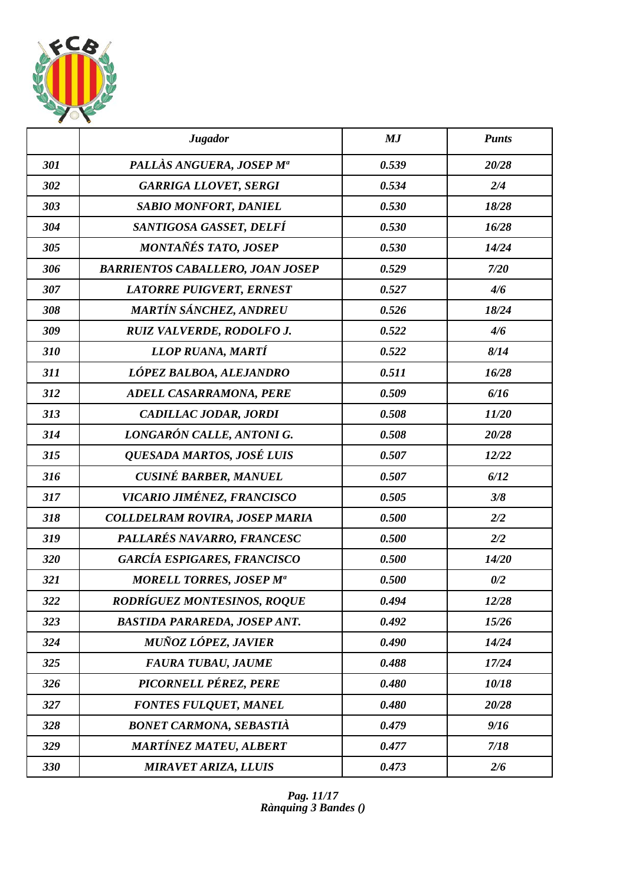| | *Jugador* | *MJ* | *Punts* |
|---|---|---|---|
| *301* | *PALLÀS ANGUERA, JOSEP Mª* | *0.539* | *20/28* |
| *302* | *GARRIGA LLOVET, SERGI* | *0.534* | *2/4* |
| *303* | *SABIO MONFORT, DANIEL* | *0.530* | *18/28* |
| *304* | *SANTIGOSA GASSET, DELFÍ* | *0.530* | *16/28* |
| *305* | *MONTAÑÉS TATO, JOSEP* | *0.530* | *14/24* |
| *306* | *BARRIENTOS CABALLERO, JOAN JOSEP* | *0.529* | *7/20* |
| *307* | *LATORRE PUIGVERT, ERNEST* | *0.527* | *4/6* |
| *308* | *MARTÍN SÁNCHEZ, ANDREU* | *0.526* | *18/24* |
| *309* | *RUIZ VALVERDE, RODOLFO J.* | *0.522* | *4/6* |
| *310* | *LLOP RUANA, MARTÍ* | *0.522* | *8/14* |
| *311* | *LÓPEZ BALBOA, ALEJANDRO* | *0.511* | *16/28* |
| *312* | *ADELL CASARRAMONA, PERE* | *0.509* | *6/16* |
| *313* | *CADILLAC JODAR, JORDI* | *0.508* | *11/20* |
| *314* | *LONGARÓN CALLE, ANTONI G.* | *0.508* | *20/28* |
| *315* | *QUESADA MARTOS, JOSÉ LUIS* | *0.507* | *12/22* |
| *316* | *CUSINÉ BARBER, MANUEL* | *0.507* | *6/12* |
| *317* | *VICARIO JIMÉNEZ, FRANCISCO* | *0.505* | *3/8* |
| *318* | *COLLDELRAM ROVIRA, JOSEP MARIA* | *0.500* | *2/2* |
| *319* | *PALLARÉS NAVARRO, FRANCESC* | *0.500* | *2/2* |
| *320* | *GARCÍA ESPIGARES, FRANCISCO* | *0.500* | *14/20* |
| *321* | *MORELL TORRES, JOSEP Mª* | *0.500* | *0/2* |
| *322* | *RODRÍGUEZ MONTESINOS, ROQUE* | *0.494* | *12/28* |
| *323* | *BASTIDA PARAREDA, JOSEP ANT.* | *0.492* | *15/26* |
| *324* | *MUÑOZ LÓPEZ, JAVIER* | *0.490* | *14/24* |
| *325* | *FAURA TUBAU, JAUME* | *0.488* | *17/24* |
| *326* | *PICORNELL PÉREZ, PERE* | *0.480* | *10/18* |
| *327* | *FONTES FULQUET, MANEL* | *0.480* | *20/28* |
| *328* | *BONET CARMONA, SEBASTIÀ* | *0.479* | *9/16* |
| *329* | *MARTÍNEZ MATEU, ALBERT* | *0.477* | *7/18* |
| *330* | *MIRAVET ARIZA, LLUIS* | *0.473* | *2/6* |

*Rànquing 3 Bandes ()*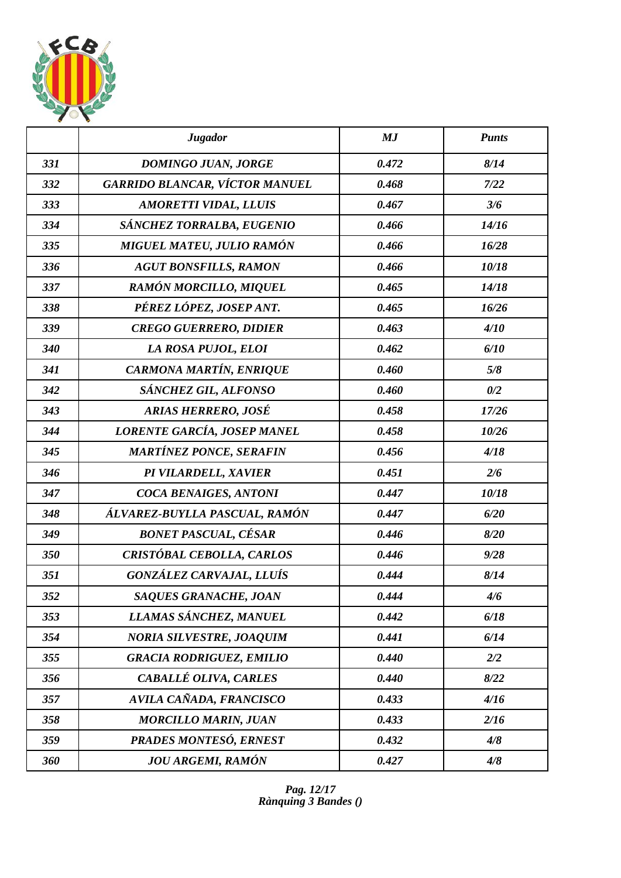| | *Jugador* | *MJ* | *Punts* |
|---|---|---|---|
| *331* | *DOMINGO JUAN, JORGE* | *0.472* | *8/14* |
| *332* | *GARRIDO BLANCAR, VÍCTOR MANUEL* | *0.468* | *7/22* |
| *333* | *AMORETTI VIDAL, LLUIS* | *0.467* | *3/6* |
| *334* | *SÁNCHEZ TORRALBA, EUGENIO* | *0.466* | *14/16* |
| *335* | *MIGUEL MATEU, JULIO RAMÓN* | *0.466* | *16/28* |
| *336* | *AGUT BONSFILLS, RAMON* | *0.466* | *10/18* |
| *337* | *RAMÓN MORCILLO, MIQUEL* | *0.465* | *14/18* |
| *338* | *PÉREZ LÓPEZ, JOSEP ANT.* | *0.465* | *16/26* |
| *339* | *CREGO GUERRERO, DIDIER* | *0.463* | *4/10* |
| *340* | *LA ROSA PUJOL, ELOI* | *0.462* | *6/10* |
| *341* | *CARMONA MARTÍN, ENRIQUE* | *0.460* | *5/8* |
| *342* | *SÁNCHEZ GIL, ALFONSO* | *0.460* | *0/2* |
| *343* | *ARIAS HERRERO, JOSÉ* | *0.458* | *17/26* |
| *344* | *LORENTE GARCÍA, JOSEP MANEL* | *0.458* | *10/26* |
| *345* | *MARTÍNEZ PONCE, SERAFIN* | *0.456* | *4/18* |
| *346* | *PI VILARDELL, XAVIER* | *0.451* | *2/6* |
| *347* | *COCA BENAIGES, ANTONI* | *0.447* | *10/18* |
| *348* | *ÁLVAREZ-BUYLLA PASCUAL, RAMÓN* | *0.447* | *6/20* |
| *349* | *BONET PASCUAL, CÉSAR* | *0.446* | *8/20* |
| *350* | *CRISTÓBAL CEBOLLA, CARLOS* | *0.446* | *9/28* |
| *351* | *GONZÁLEZ CARVAJAL, LLUÍS* | *0.444* | *8/14* |
| *352* | *SAQUES GRANACHE, JOAN* | *0.444* | *4/6* |
| *353* | *LLAMAS SÁNCHEZ, MANUEL* | *0.442* | *6/18* |
| *354* | *NORIA SILVESTRE, JOAQUIM* | *0.441* | *6/14* |
| *355* | *GRACIA RODRIGUEZ, EMILIO* | *0.440* | *2/2* |
| *356* | *CABALLÉ OLIVA, CARLES* | *0.440* | *8/22* |
| *357* | *AVILA CAÑADA, FRANCISCO* | *0.433* | *4/16* |
| *358* | *MORCILLO MARIN, JUAN* | *0.433* | *2/16* |
| *359* | *PRADES MONTESÓ, ERNEST* | *0.432* | *4/8* |
| *360* | *JOU ARGEMI, RAMÓN* | *0.427* | *4/8* |

*Rànquing 3 Bandes ()*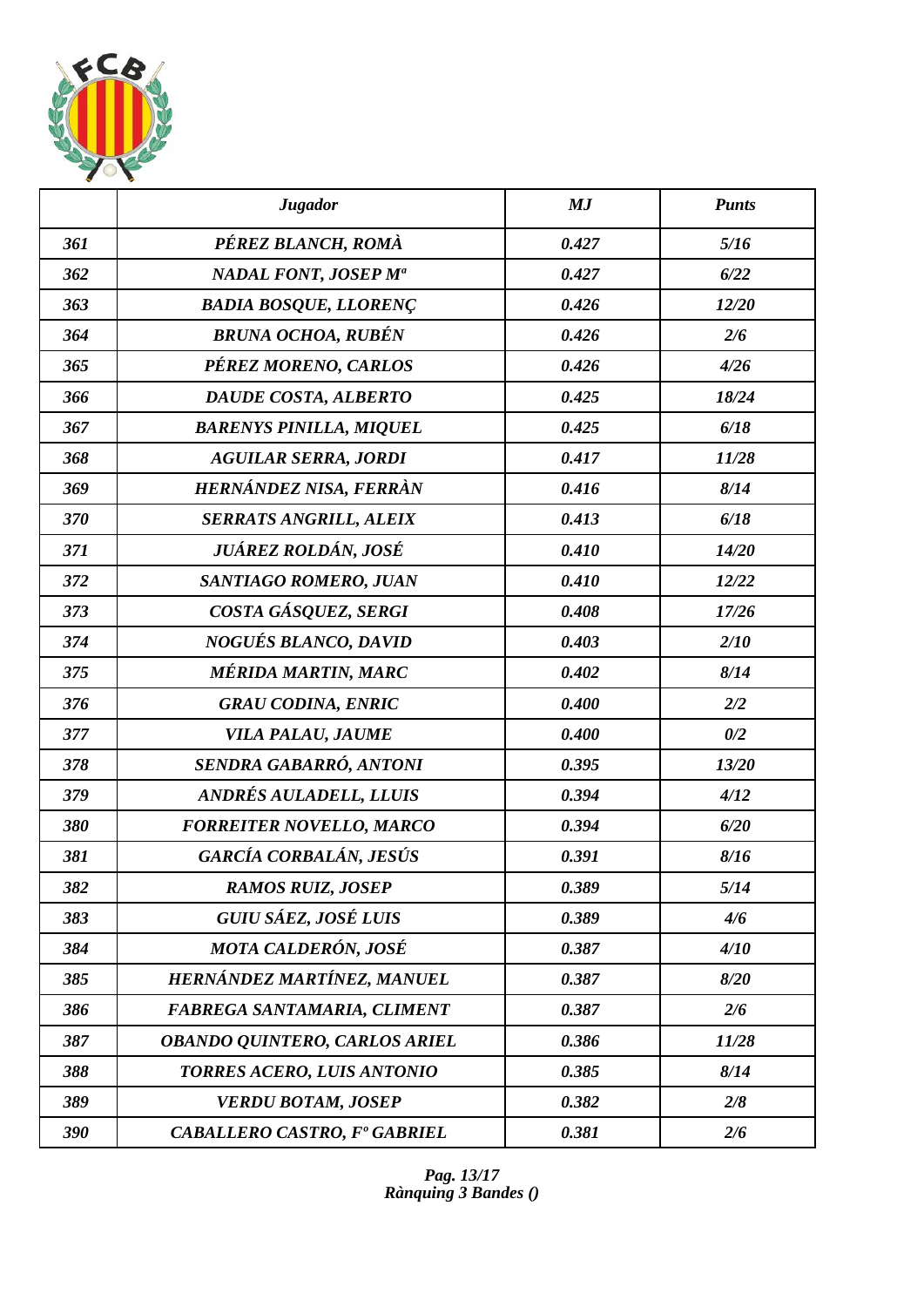| | *Jugador* | *MJ* | *Punts* |
|---|---|---|---|
| *361* | *PÉREZ BLANCH, ROMÀ* | *0.427* | *5/16* |
| *362* | *NADAL FONT, JOSEP Mª* | *0.427* | *6/22* |
| *363* | *BADIA BOSQUE, LLORENÇ* | *0.426* | *12/20* |
| *364* | *BRUNA OCHOA, RUBÉN* | *0.426* | *2/6* |
| *365* | *PÉREZ MORENO, CARLOS* | *0.426* | *4/26* |
| *366* | *DAUDE COSTA, ALBERTO* | *0.425* | *18/24* |
| *367* | *BARENYS PINILLA, MIQUEL* | *0.425* | *6/18* |
| *368* | *AGUILAR SERRA, JORDI* | *0.417* | *11/28* |
| *369* | *HERNÁNDEZ NISA, FERRÀN* | *0.416* | *8/14* |
| *370* | *SERRATS ANGRILL, ALEIX* | *0.413* | *6/18* |
| *371* | *JUÁREZ ROLDÁN, JOSÉ* | *0.410* | *14/20* |
| *372* | *SANTIAGO ROMERO, JUAN* | *0.410* | *12/22* |
| *373* | *COSTA GÁSQUEZ, SERGI* | *0.408* | *17/26* |
| *374* | *NOGUÉS BLANCO, DAVID* | *0.403* | *2/10* |
| *375* | *MÉRIDA MARTIN, MARC* | *0.402* | *8/14* |
| *376* | *GRAU CODINA, ENRIC* | *0.400* | *2/2* |
| *377* | *VILA PALAU, JAUME* | *0.400* | *0/2* |
| *378* | *SENDRA GABARRÓ, ANTONI* | *0.395* | *13/20* |
| *379* | *ANDRÉS AULADELL, LLUIS* | *0.394* | *4/12* |
| *380* | *FORREITER NOVELLO, MARCO* | *0.394* | *6/20* |
| *381* | *GARCÍA CORBALÁN, JESÚS* | *0.391* | *8/16* |
| *382* | *RAMOS RUIZ, JOSEP* | *0.389* | *5/14* |
| *383* | *GUIU SÁEZ, JOSÉ LUIS* | *0.389* | *4/6* |
| *384* | *MOTA CALDERÓN, JOSÉ* | *0.387* | *4/10* |
| *385* | *HERNÁNDEZ MARTÍNEZ, MANUEL* | *0.387* | *8/20* |
| *386* | *FABREGA SANTAMARIA, CLIMENT* | *0.387* | *2/6* |
| *387* | *OBANDO QUINTERO, CARLOS ARIEL* | *0.386* | *11/28* |
| *388* | *TORRES ACERO, LUIS ANTONIO* | *0.385* | *8/14* |
| *389* | *VERDU BOTAM, JOSEP* | *0.382* | *2/8* |
| *390* | *CABALLERO CASTRO, Fº GABRIEL* | *0.381* | *2/6* |

*Rànquing 3 Bandes ()*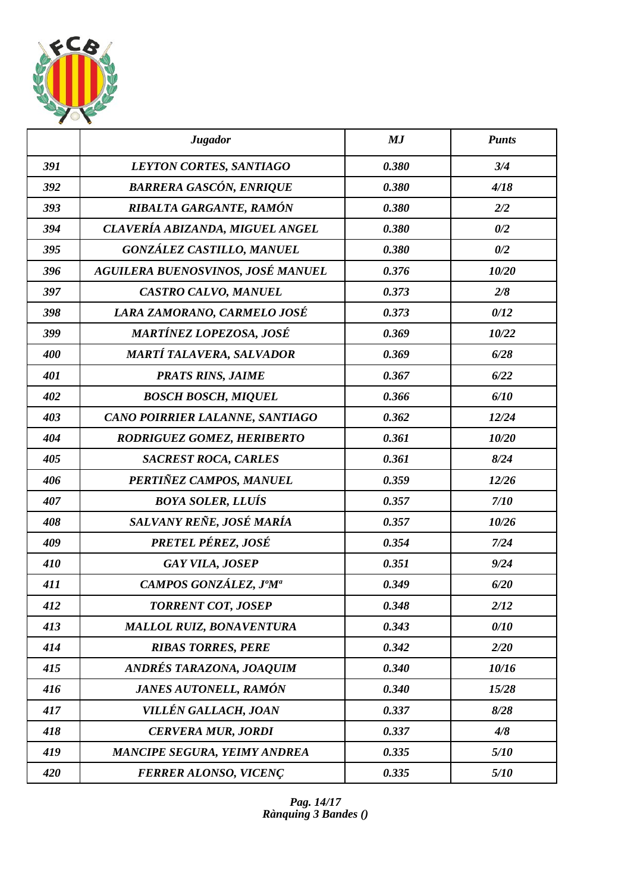| | *Jugador* | *MJ* | *Punts* |
|---|---|---|---|
| *391* | *LEYTON CORTES, SANTIAGO* | *0.380* | *3/4* |
| *392* | *BARRERA GASCÓN, ENRIQUE* | *0.380* | *4/18* |
| *393* | *RIBALTA GARGANTE, RAMÓN* | *0.380* | *2/2* |
| *394* | *CLAVERÍA ABIZANDA, MIGUEL ANGEL* | *0.380* | *0/2* |
| *395* | *GONZÁLEZ CASTILLO, MANUEL* | *0.380* | *0/2* |
| *396* | *AGUILERA BUENOSVINOS, JOSÉ MANUEL* | *0.376* | *10/20* |
| *397* | *CASTRO CALVO, MANUEL* | *0.373* | *2/8* |
| *398* | *LARA ZAMORANO, CARMELO JOSÉ* | *0.373* | *0/12* |
| *399* | *MARTÍNEZ LOPEZOSA, JOSÉ* | *0.369* | *10/22* |
| *400* | *MARTÍ TALAVERA, SALVADOR* | *0.369* | *6/28* |
| *401* | *PRATS RINS, JAIME* | *0.367* | *6/22* |
| *402* | *BOSCH BOSCH, MIQUEL* | *0.366* | *6/10* |
| *403* | *CANO POIRRIER LALANNE, SANTIAGO* | *0.362* | *12/24* |
| *404* | *RODRIGUEZ GOMEZ, HERIBERTO* | *0.361* | *10/20* |
| *405* | *SACREST ROCA, CARLES* | *0.361* | *8/24* |
| *406* | *PERTIÑEZ CAMPOS, MANUEL* | *0.359* | *12/26* |
| *407* | *BOYA SOLER, LLUÍS* | *0.357* | *7/10* |
| *408* | *SALVANY REÑE, JOSÉ MARÍA* | *0.357* | *10/26* |
| *409* | *PRETEL PÉREZ, JOSÉ* | *0.354* | *7/24* |
| *410* | *GAY VILA, JOSEP* | *0.351* | *9/24* |
| *411* | *CAMPOS GONZÁLEZ, JºMª* | *0.349* | *6/20* |
| *412* | *TORRENT COT, JOSEP* | *0.348* | *2/12* |
| *413* | *MALLOL RUIZ, BONAVENTURA* | *0.343* | *0/10* |
| *414* | *RIBAS TORRES, PERE* | *0.342* | *2/20* |
| *415* | *ANDRÉS TARAZONA, JOAQUIM* | *0.340* | *10/16* |
| *416* | *JANES AUTONELL, RAMÓN* | *0.340* | *15/28* |
| *417* | *VILLÉN GALLACH, JOAN* | *0.337* | *8/28* |
| *418* | *CERVERA MUR, JORDI* | *0.337* | *4/8* |
| *419* | *MANCIPE SEGURA, YEIMY ANDREA* | *0.335* | *5/10* |
| *420* | *FERRER ALONSO, VICENÇ* | *0.335* | *5/10* |

*Rànquing 3 Bandes ()*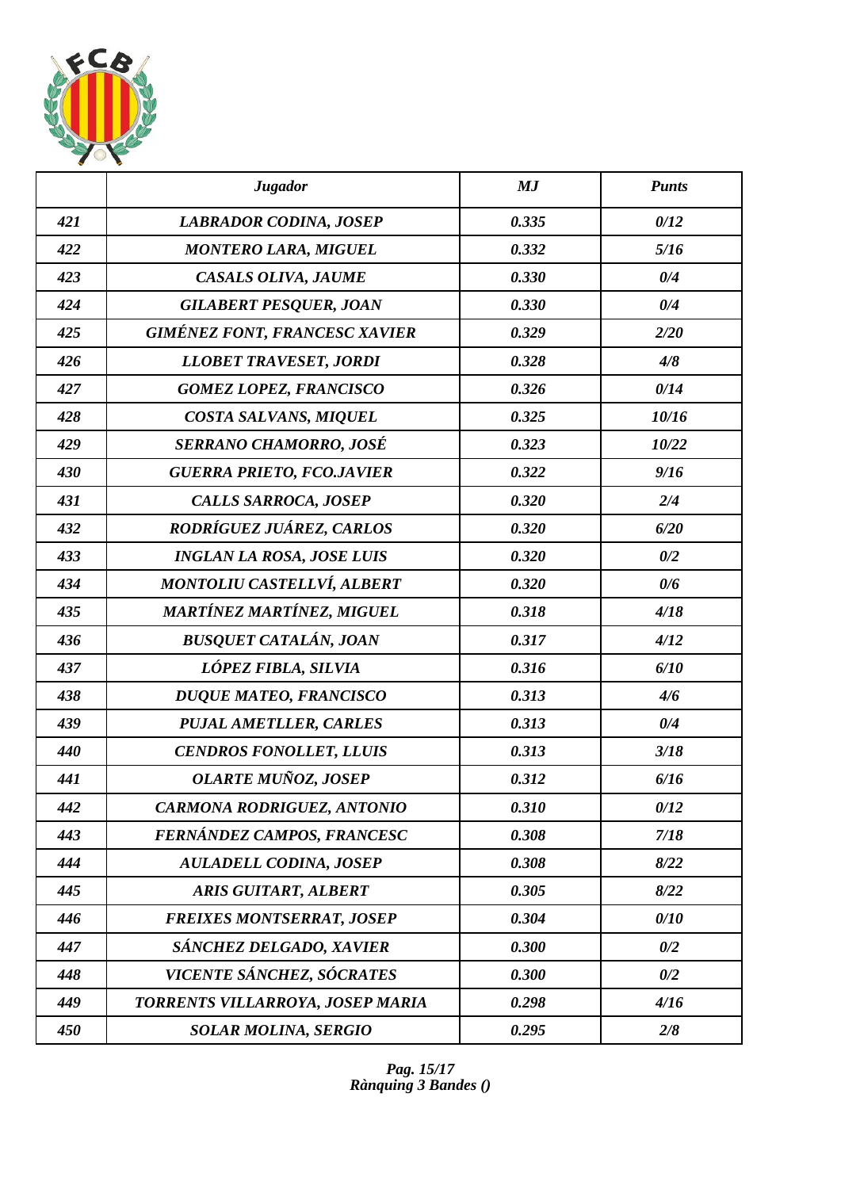|  | *Jugador* | *MJ* | *Punts* |
|---|---|---|---|
| *421* | *LABRADOR CODINA, JOSEP* | *0.335* | *0/12* |
| *422* | *MONTERO LARA, MIGUEL* | *0.332* | *5/16* |
| *423* | *CASALS OLIVA, JAUME* | *0.330* | *0/4* |
| *424* | *GILABERT PESQUER, JOAN* | *0.330* | *0/4* |
| *425* | *GIMÉNEZ FONT, FRANCESC XAVIER* | *0.329* | *2/20* |
| *426* | *LLOBET TRAVESET, JORDI* | *0.328* | *4/8* |
| *427* | *GOMEZ LOPEZ, FRANCISCO* | *0.326* | *0/14* |
| *428* | *COSTA SALVANS, MIQUEL* | *0.325* | *10/16* |
| *429* | *SERRANO CHAMORRO, JOSÉ* | *0.323* | *10/22* |
| *430* | *GUERRA PRIETO, FCO.JAVIER* | *0.322* | *9/16* |
| *431* | *CALLS SARROCA, JOSEP* | *0.320* | *2/4* |
| *432* | *RODRÍGUEZ JUÁREZ, CARLOS* | *0.320* | *6/20* |
| *433* | *INGLAN LA ROSA, JOSE LUIS* | *0.320* | *0/2* |
| *434* | *MONTOLIU CASTELLVÍ, ALBERT* | *0.320* | *0/6* |
| *435* | *MARTÍNEZ MARTÍNEZ, MIGUEL* | *0.318* | *4/18* |
| *436* | *BUSQUET CATALÁN, JOAN* | *0.317* | *4/12* |
| *437* | *LÓPEZ FIBLA, SILVIA* | *0.316* | *6/10* |
| *438* | *DUQUE MATEO, FRANCISCO* | *0.313* | *4/6* |
| *439* | *PUJAL AMETLLER, CARLES* | *0.313* | *0/4* |
| *440* | *CENDROS FONOLLET, LLUIS* | *0.313* | *3/18* |
| *441* | *OLARTE MUÑOZ, JOSEP* | *0.312* | *6/16* |
| *442* | *CARMONA RODRIGUEZ, ANTONIO* | *0.310* | *0/12* |
| *443* | *FERNÁNDEZ CAMPOS, FRANCESC* | *0.308* | *7/18* |
| *444* | *AULADELL CODINA, JOSEP* | *0.308* | *8/22* |
| *445* | *ARIS GUITART, ALBERT* | *0.305* | *8/22* |
| *446* | *FREIXES MONTSERRAT, JOSEP* | *0.304* | *0/10* |
| *447* | *SÁNCHEZ DELGADO, XAVIER* | *0.300* | *0/2* |
| *448* | *VICENTE SÁNCHEZ, SÓCRATES* | *0.300* | *0/2* |
| *449* | *TORRENTS VILLARROYA, JOSEP MARIA* | *0.298* | *4/16* |
| *450* | *SOLAR MOLINA, SERGIO* | *0.295* | *2/8* |

*Rànquing 3 Bandes ()*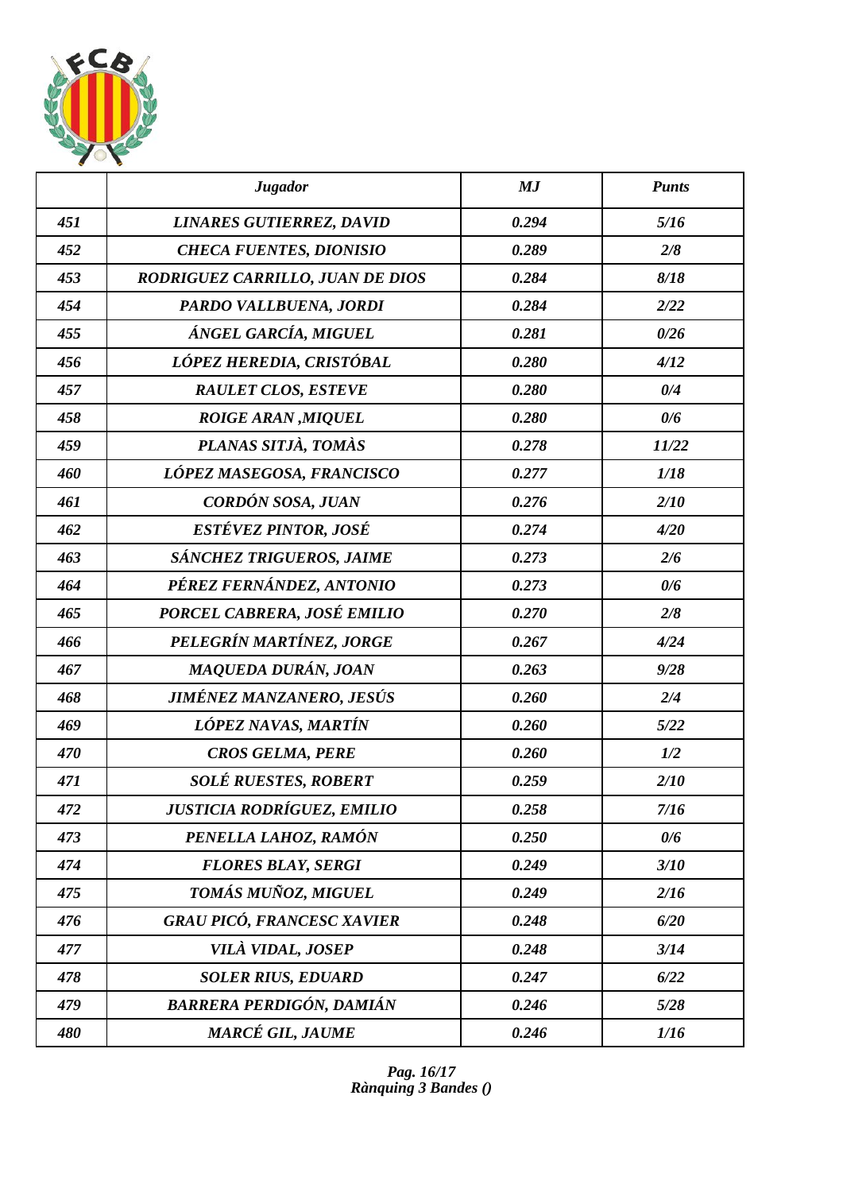|  | *Jugador* | *MJ* | *Punts* |
|---|---|---|---|
| *451* | *LINARES GUTIERREZ, DAVID* | *0.294* | *5/16* |
| *452* | *CHECA FUENTES, DIONISIO* | *0.289* | *2/8* |
| *453* | *RODRIGUEZ CARRILLO, JUAN DE DIOS* | *0.284* | *8/18* |
| *454* | *PARDO VALLBUENA, JORDI* | *0.284* | *2/22* |
| *455* | *ÁNGEL GARCÍA, MIGUEL* | *0.281* | *0/26* |
| *456* | *LÓPEZ HEREDIA, CRISTÓBAL* | *0.280* | *4/12* |
| *457* | *RAULET CLOS, ESTEVE* | *0.280* | *0/4* |
| *458* | *ROIGE ARAN ,MIQUEL* | *0.280* | *0/6* |
| *459* | *PLANAS SITJÀ, TOMÀS* | *0.278* | *11/22* |
| *460* | *LÓPEZ MASEGOSA, FRANCISCO* | *0.277* | *1/18* |
| *461* | *CORDÓN SOSA, JUAN* | *0.276* | *2/10* |
| *462* | *ESTÉVEZ PINTOR, JOSÉ* | *0.274* | *4/20* |
| *463* | *SÁNCHEZ TRIGUEROS, JAIME* | *0.273* | *2/6* |
| *464* | *PÉREZ FERNÁNDEZ, ANTONIO* | *0.273* | *0/6* |
| *465* | *PORCEL CABRERA, JOSÉ EMILIO* | *0.270* | *2/8* |
| *466* | *PELEGRÍN MARTÍNEZ, JORGE* | *0.267* | *4/24* |
| *467* | *MAQUEDA DURÁN, JOAN* | *0.263* | *9/28* |
| *468* | *JIMÉNEZ MANZANERO, JESÚS* | *0.260* | *2/4* |
| *469* | *LÓPEZ NAVAS, MARTÍN* | *0.260* | *5/22* |
| *470* | *CROS GELMA, PERE* | *0.260* | *1/2* |
| *471* | *SOLÉ RUESTES, ROBERT* | *0.259* | *2/10* |
| *472* | *JUSTICIA RODRÍGUEZ, EMILIO* | *0.258* | *7/16* |
| *473* | *PENELLA LAHOZ, RAMÓN* | *0.250* | *0/6* |
| *474* | *FLORES BLAY, SERGI* | *0.249* | *3/10* |
| *475* | *TOMÁS MUÑOZ, MIGUEL* | *0.249* | *2/16* |
| *476* | *GRAU PICÓ, FRANCESC XAVIER* | *0.248* | *6/20* |
| *477* | *VILÀ VIDAL, JOSEP* | *0.248* | *3/14* |
| *478* | *SOLER RIUS, EDUARD* | *0.247* | *6/22* |
| *479* | *BARRERA PERDIGÓN, DAMIÁN* | *0.246* | *5/28* |
| *480* | *MARCÉ GIL, JAUME* | *0.246* | *1/16* |

*Rànquing 3 Bandes ()*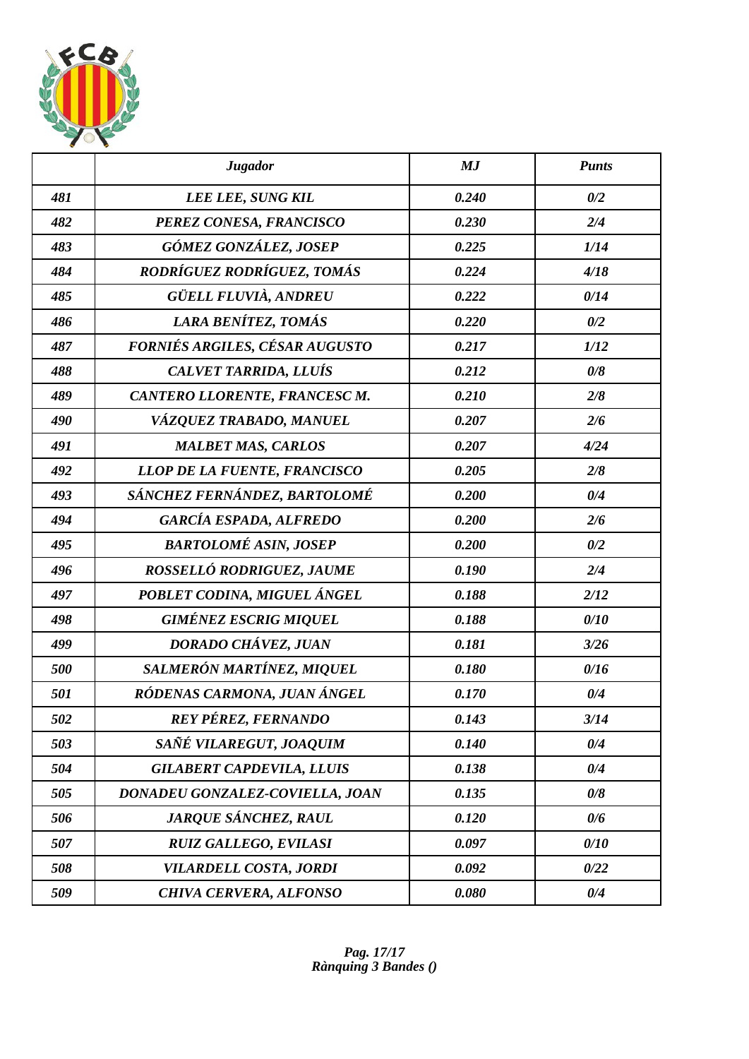| | *Jugador* | *MJ* | *Punts* |
|---|---|---|---|
| *481* | *LEE LEE, SUNG KIL* | *0.240* | *0/2* |
| *482* | *PEREZ CONESA, FRANCISCO* | *0.230* | *2/4* |
| *483* | *GÓMEZ GONZÁLEZ, JOSEP* | *0.225* | *1/14* |
| *484* | *RODRÍGUEZ RODRÍGUEZ, TOMÁS* | *0.224* | *4/18* |
| *485* | *GÜELL FLUVIÀ, ANDREU* | *0.222* | *0/14* |
| *486* | *LARA BENÍTEZ, TOMÁS* | *0.220* | *0/2* |
| *487* | *FORNIÉS ARGILES, CÉSAR AUGUSTO* | *0.217* | *1/12* |
| *488* | *CALVET TARRIDA, LLUÍS* | *0.212* | *0/8* |
| *489* | *CANTERO LLORENTE, FRANCESC M.* | *0.210* | *2/8* |
| *490* | *VÁZQUEZ TRABADO, MANUEL* | *0.207* | *2/6* |
| *491* | *MALBET MAS, CARLOS* | *0.207* | *4/24* |
| *492* | *LLOP DE LA FUENTE, FRANCISCO* | *0.205* | *2/8* |
| *493* | *SÁNCHEZ FERNÁNDEZ, BARTOLOMÉ* | *0.200* | *0/4* |
| *494* | *GARCÍA ESPADA, ALFREDO* | *0.200* | *2/6* |
| *495* | *BARTOLOMÉ ASIN, JOSEP* | *0.200* | *0/2* |
| *496* | *ROSSELLÓ RODRIGUEZ, JAUME* | *0.190* | *2/4* |
| *497* | *POBLET CODINA, MIGUEL ÁNGEL* | *0.188* | *2/12* |
| *498* | *GIMÉNEZ ESCRIG MIQUEL* | *0.188* | *0/10* |
| *499* | *DORADO CHÁVEZ, JUAN* | *0.181* | *3/26* |
| *500* | *SALMERÓN MARTÍNEZ, MIQUEL* | *0.180* | *0/16* |
| *501* | *RÓDENAS CARMONA, JUAN ÁNGEL* | *0.170* | *0/4* |
| *502* | *REY PÉREZ, FERNANDO* | *0.143* | *3/14* |
| *503* | *SAÑÉ VILAREGUT, JOAQUIM* | *0.140* | *0/4* |
| *504* | *GILABERT CAPDEVILA, LLUIS* | *0.138* | *0/4* |
| *505* | *DONADEU GONZALEZ-COVIELLA, JOAN* | *0.135* | *0/8* |
| *506* | *JARQUE SÁNCHEZ, RAUL* | *0.120* | *0/6* |
| *507* | *RUIZ GALLEGO, EVILASI* | *0.097* | *0/10* |
| *508* | *VILARDELL COSTA, JORDI* | *0.092* | *0/22* |
| *509* | *CHIVA CERVERA, ALFONSO* | *0.080* | *0/4* |